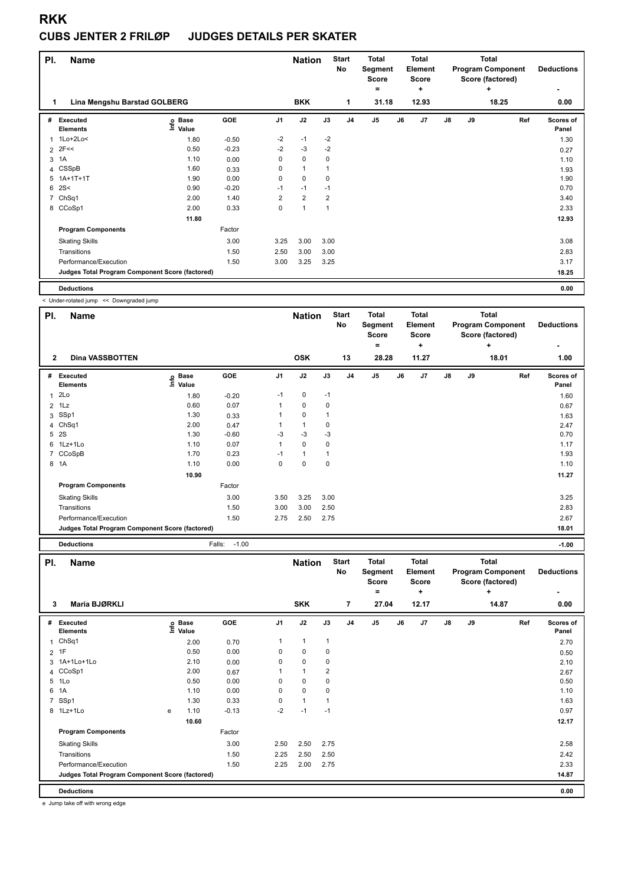# RKK

## CUBS JENTER 2 FRILØP JUDGES DETAILS PER SKATER

| Pl. | Name | Nation | Start No | Total Segment Score = | Total Element Score + | Total Program Component Score (factored) + | Deductions - |
|---|---|---|---|---|---|---|---|
| 1 | Lina Mengshu Barstad GOLBERG | BKK | 1 | 31.18 | 12.93 | 18.25 | 0.00 |

| # | Executed Elements | Info | Base Value | GOE | J1 | J2 | J3 | J4 | J5 | J6 | J7 | J8 | J9 | Ref | Scores of Panel |
|---|---|---|---|---|---|---|---|---|---|---|---|---|---|---|---|
| 1 | 1Lo+2Lo< | | 1.80 | -0.50 | -2 | -1 | -2 | | | | | | | | 1.30 |
| 2 | 2F<< | | 0.50 | -0.23 | -2 | -3 | -2 | | | | | | | | 0.27 |
| 3 | 1A | | 1.10 | 0.00 | 0 | 0 | 0 | | | | | | | | 1.10 |
| 4 | CSSpB | | 1.60 | 0.33 | 0 | 1 | 1 | | | | | | | | 1.93 |
| 5 | 1A+1T+1T | | 1.90 | 0.00 | 0 | 0 | 0 | | | | | | | | 1.90 |
| 6 | 2S< | | 0.90 | -0.20 | -1 | -1 | -1 | | | | | | | | 0.70 |
| 7 | ChSq1 | | 2.00 | 1.40 | 2 | 2 | 2 | | | | | | | | 3.40 |
| 8 | CCoSp1 | | 2.00 | 0.33 | 0 | 1 | 1 | | | | | | | | 2.33 |
| | | | 11.80 | | | | | | | | | | | | 12.93 |
| | **Program Components** | | | Factor | | | | | | | | | | | |
| | Skating Skills | | | 3.00 | 3.25 | 3.00 | 3.00 | | | | | | | | 3.08 |
| | Transitions | | | 1.50 | 2.50 | 3.00 | 3.00 | | | | | | | | 2.83 |
| | Performance/Execution | | | 1.50 | 3.00 | 3.25 | 3.25 | | | | | | | | 3.17 |
| | **Judges Total Program Component Score (factored)** | | | | | | | | | | | | | | 18.25 |
| | **Deductions** | | | | | | | | | | | | | | 0.00 |

< Under-rotated jump << Downgraded jump

| Pl. | Name | Nation | Start No | Total Segment Score = | Total Element Score + | Total Program Component Score (factored) + | Deductions - |
|---|---|---|---|---|---|---|---|
| 2 | Dina VASSBOTTEN | OSK | 13 | 28.28 | 11.27 | 18.01 | 1.00 |

| # | Executed Elements | Info | Base Value | GOE | J1 | J2 | J3 | J4 | J5 | J6 | J7 | J8 | J9 | Ref | Scores of Panel |
|---|---|---|---|---|---|---|---|---|---|---|---|---|---|---|---|
| 1 | 2Lo | | 1.80 | -0.20 | -1 | 0 | -1 | | | | | | | | 1.60 |
| 2 | 1Lz | | 0.60 | 0.07 | 1 | 0 | 0 | | | | | | | | 0.67 |
| 3 | SSp1 | | 1.30 | 0.33 | 1 | 0 | 1 | | | | | | | | 1.63 |
| 4 | ChSq1 | | 2.00 | 0.47 | 1 | 1 | 0 | | | | | | | | 2.47 |
| 5 | 2S | | 1.30 | -0.60 | -3 | -3 | -3 | | | | | | | | 0.70 |
| 6 | 1Lz+1Lo | | 1.10 | 0.07 | 1 | 0 | 0 | | | | | | | | 1.17 |
| 7 | CCoSpB | | 1.70 | 0.23 | -1 | 1 | 1 | | | | | | | | 1.93 |
| 8 | 1A | | 1.10 | 0.00 | 0 | 0 | 0 | | | | | | | | 1.10 |
| | | | 10.90 | | | | | | | | | | | | 11.27 |
| | **Program Components** | | | Factor | | | | | | | | | | | |
| | Skating Skills | | | 3.00 | 3.50 | 3.25 | 3.00 | | | | | | | | 3.25 |
| | Transitions | | | 1.50 | 3.00 | 3.00 | 2.50 | | | | | | | | 2.83 |
| | Performance/Execution | | | 1.50 | 2.75 | 2.50 | 2.75 | | | | | | | | 2.67 |
| | **Judges Total Program Component Score (factored)** | | | | | | | | | | | | | | 18.01 |
| | **Deductions** | | | Falls: -1.00 | | | | | | | | | | | -1.00 |

| Pl. | Name | Nation | Start No | Total Segment Score = | Total Element Score + | Total Program Component Score (factored) + | Deductions - |
|---|---|---|---|---|---|---|---|
| 3 | Maria BJØRKLI | SKK | 7 | 27.04 | 12.17 | 14.87 | 0.00 |

| # | Executed Elements | Info | Base Value | GOE | J1 | J2 | J3 | J4 | J5 | J6 | J7 | J8 | J9 | Ref | Scores of Panel |
|---|---|---|---|---|---|---|---|---|---|---|---|---|---|---|---|
| 1 | ChSq1 | | 2.00 | 0.70 | 1 | 1 | 1 | | | | | | | | 2.70 |
| 2 | 1F | | 0.50 | 0.00 | 0 | 0 | 0 | | | | | | | | 0.50 |
| 3 | 1A+1Lo+1Lo | | 2.10 | 0.00 | 0 | 0 | 0 | | | | | | | | 2.10 |
| 4 | CCoSp1 | | 2.00 | 0.67 | 1 | 1 | 2 | | | | | | | | 2.67 |
| 5 | 1Lo | | 0.50 | 0.00 | 0 | 0 | 0 | | | | | | | | 0.50 |
| 6 | 1A | | 1.10 | 0.00 | 0 | 0 | 0 | | | | | | | | 1.10 |
| 7 | SSp1 | | 1.30 | 0.33 | 0 | 1 | 1 | | | | | | | | 1.63 |
| 8 | 1Lz+1Lo | e | 1.10 | -0.13 | -2 | -1 | -1 | | | | | | | | 0.97 |
| | | | 10.60 | | | | | | | | | | | | 12.17 |
| | **Program Components** | | | Factor | | | | | | | | | | | |
| | Skating Skills | | | 3.00 | 2.50 | 2.50 | 2.75 | | | | | | | | 2.58 |
| | Transitions | | | 1.50 | 2.25 | 2.50 | 2.50 | | | | | | | | 2.42 |
| | Performance/Execution | | | 1.50 | 2.25 | 2.00 | 2.75 | | | | | | | | 2.33 |
| | **Judges Total Program Component Score (factored)** | | | | | | | | | | | | | | 14.87 |
| | **Deductions** | | | | | | | | | | | | | | 0.00 |

e Jump take off with wrong edge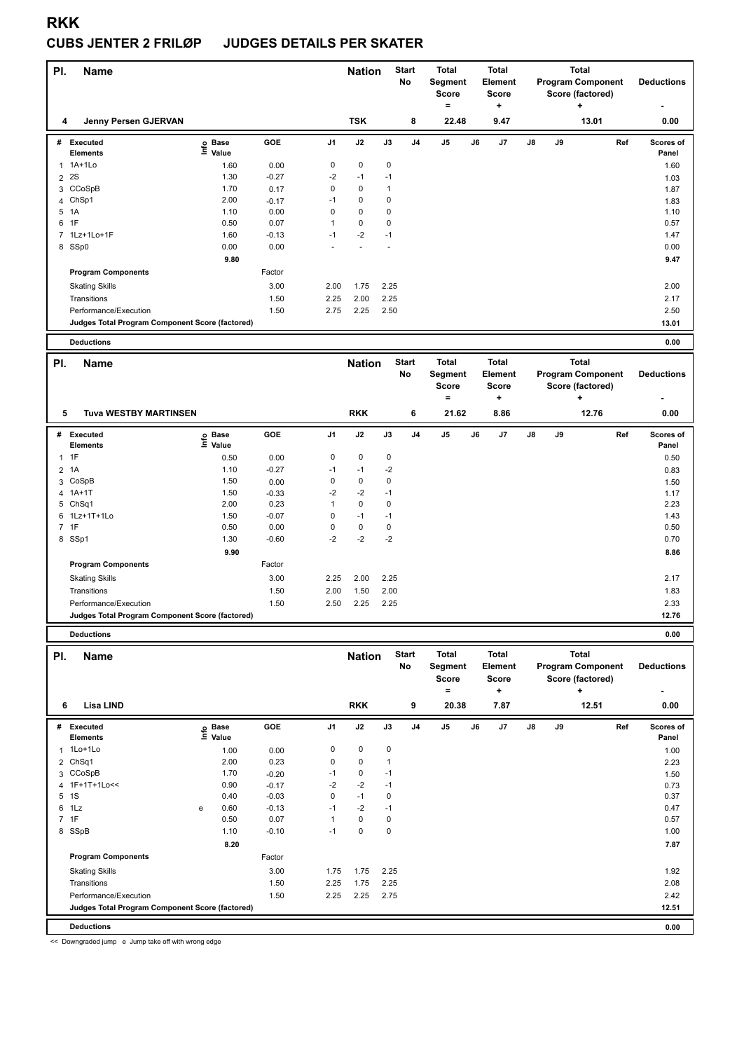# RKK

## CUBS JENTER 2 FRILØP JUDGES DETAILS PER SKATER

| Pl. | Name | Nation | Start No | Total Segment Score = | Total Element Score + | Total Program Component Score (factored) + | Deductions - |
|---|---|---|---|---|---|---|---|
| 4 | Jenny Persen GJERVAN | TSK | 8 | 22.48 | 9.47 | 13.01 | 0.00 |

| # | Executed Elements | Info | Base Value | GOE | J1 | J2 | J3 | J4 | J5 | J6 | J7 | J8 | J9 | Ref | Scores of Panel |
|---|---|---|---|---|---|---|---|---|---|---|---|---|---|---|---|
| 1 | 1A+1Lo | | 1.60 | 0.00 | 0 | 0 | 0 | | | | | | | | 1.60 |
| 2 | 2S | | 1.30 | -0.27 | -2 | -1 | -1 | | | | | | | | 1.03 |
| 3 | CCoSpB | | 1.70 | 0.17 | 0 | 0 | 1 | | | | | | | | 1.87 |
| 4 | ChSp1 | | 2.00 | -0.17 | -1 | 0 | 0 | | | | | | | | 1.83 |
| 5 | 1A | | 1.10 | 0.00 | 0 | 0 | 0 | | | | | | | | 1.10 |
| 6 | 1F | | 0.50 | 0.07 | 1 | 0 | 0 | | | | | | | | 0.57 |
| 7 | 1Lz+1Lo+1F | | 1.60 | -0.13 | -1 | -2 | -1 | | | | | | | | 1.47 |
| 8 | SSp0 | | 0.00 | 0.00 | - | - | - | | | | | | | | 0.00 |
| | | | 9.80 | | | | | | | | | | | | 9.47 |
| | **Program Components** | | | Factor | | | | | | | | | | | |
| | Skating Skills | | | 3.00 | 2.00 | 1.75 | 2.25 | | | | | | | | 2.00 |
| | Transitions | | | 1.50 | 2.25 | 2.00 | 2.25 | | | | | | | | 2.17 |
| | Performance/Execution | | | 1.50 | 2.75 | 2.25 | 2.50 | | | | | | | | 2.50 |
| | **Judges Total Program Component Score (factored)** | | | | | | | | | | | | | | 13.01 |
| | **Deductions** | | | | | | | | | | | | | | 0.00 |

| Pl. | Name | Nation | Start No | Total Segment Score = | Total Element Score + | Total Program Component Score (factored) + | Deductions - |
|---|---|---|---|---|---|---|---|
| 5 | Tuva WESTBY MARTINSEN | RKK | 6 | 21.62 | 8.86 | 12.76 | 0.00 |

| # | Executed Elements | Info | Base Value | GOE | J1 | J2 | J3 | J4 | J5 | J6 | J7 | J8 | J9 | Ref | Scores of Panel |
|---|---|---|---|---|---|---|---|---|---|---|---|---|---|---|---|
| 1 | 1F | | 0.50 | 0.00 | 0 | 0 | 0 | | | | | | | | 0.50 |
| 2 | 1A | | 1.10 | -0.27 | -1 | -1 | -2 | | | | | | | | 0.83 |
| 3 | CoSpB | | 1.50 | 0.00 | 0 | 0 | 0 | | | | | | | | 1.50 |
| 4 | 1A+1T | | 1.50 | -0.33 | -2 | -2 | -1 | | | | | | | | 1.17 |
| 5 | ChSq1 | | 2.00 | 0.23 | 1 | 0 | 0 | | | | | | | | 2.23 |
| 6 | 1Lz+1T+1Lo | | 1.50 | -0.07 | 0 | -1 | -1 | | | | | | | | 1.43 |
| 7 | 1F | | 0.50 | 0.00 | 0 | 0 | 0 | | | | | | | | 0.50 |
| 8 | SSp1 | | 1.30 | -0.60 | -2 | -2 | -2 | | | | | | | | 0.70 |
| | | | 9.90 | | | | | | | | | | | | 8.86 |
| | **Program Components** | | | Factor | | | | | | | | | | | |
| | Skating Skills | | | 3.00 | 2.25 | 2.00 | 2.25 | | | | | | | | 2.17 |
| | Transitions | | | 1.50 | 2.00 | 1.50 | 2.00 | | | | | | | | 1.83 |
| | Performance/Execution | | | 1.50 | 2.50 | 2.25 | 2.25 | | | | | | | | 2.33 |
| | **Judges Total Program Component Score (factored)** | | | | | | | | | | | | | | 12.76 |
| | **Deductions** | | | | | | | | | | | | | | 0.00 |

| Pl. | Name | Nation | Start No | Total Segment Score = | Total Element Score + | Total Program Component Score (factored) + | Deductions - |
|---|---|---|---|---|---|---|---|
| 6 | Lisa LIND | RKK | 9 | 20.38 | 7.87 | 12.51 | 0.00 |

| # | Executed Elements | Info | Base Value | GOE | J1 | J2 | J3 | J4 | J5 | J6 | J7 | J8 | J9 | Ref | Scores of Panel |
|---|---|---|---|---|---|---|---|---|---|---|---|---|---|---|---|
| 1 | 1Lo+1Lo | | 1.00 | 0.00 | 0 | 0 | 0 | | | | | | | | 1.00 |
| 2 | ChSq1 | | 2.00 | 0.23 | 0 | 0 | 1 | | | | | | | | 2.23 |
| 3 | CCoSpB | | 1.70 | -0.20 | -1 | 0 | -1 | | | | | | | | 1.50 |
| 4 | 1F+1T+1Lo<< | | 0.90 | -0.17 | -2 | -2 | -1 | | | | | | | | 0.73 |
| 5 | 1S | | 0.40 | -0.03 | 0 | -1 | 0 | | | | | | | | 0.37 |
| 6 | 1Lz | e | 0.60 | -0.13 | -1 | -2 | -1 | | | | | | | | 0.47 |
| 7 | 1F | | 0.50 | 0.07 | 1 | 0 | 0 | | | | | | | | 0.57 |
| 8 | SSpB | | 1.10 | -0.10 | -1 | 0 | 0 | | | | | | | | 1.00 |
| | | | 8.20 | | | | | | | | | | | | 7.87 |
| | **Program Components** | | | Factor | | | | | | | | | | | |
| | Skating Skills | | | 3.00 | 1.75 | 1.75 | 2.25 | | | | | | | | 1.92 |
| | Transitions | | | 1.50 | 2.25 | 1.75 | 2.25 | | | | | | | | 2.08 |
| | Performance/Execution | | | 1.50 | 2.25 | 2.25 | 2.75 | | | | | | | | 2.42 |
| | **Judges Total Program Component Score (factored)** | | | | | | | | | | | | | | 12.51 |
| | **Deductions** | | | | | | | | | | | | | | 0.00 |

<< Downgraded jump e Jump take off with wrong edge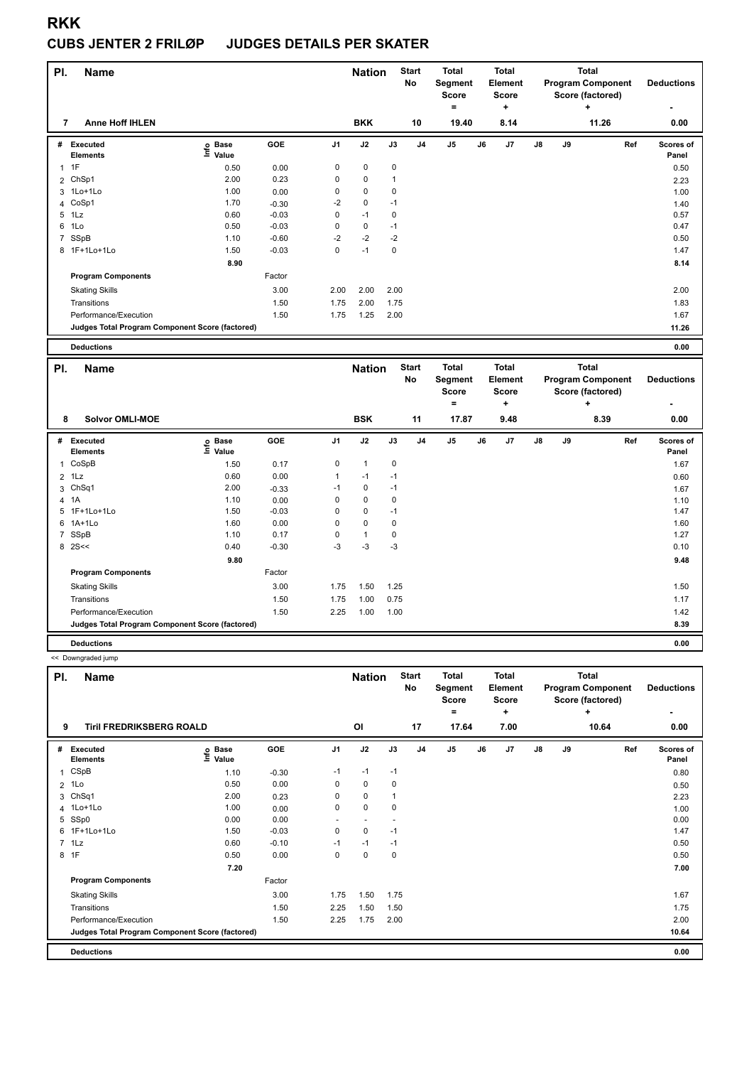# RKK

## CUBS JENTER 2 FRILØP JUDGES DETAILS PER SKATER

| Pl. | Name | Nation | Start No | Total Segment Score = | Total Element Score + | Total Program Component Score (factored) + | Deductions - |
|---|---|---|---|---|---|---|---|
| 7 | Anne Hoff IHLEN | BKK | 10 | 19.40 | 8.14 | 11.26 | 0.00 |

| # | Executed Elements | Info | Base Value | GOE | J1 | J2 | J3 | J4 | J5 | J6 | J7 | J8 | J9 | Ref | Scores of Panel |
|---|---|---|---|---|---|---|---|---|---|---|---|---|---|---|---|
| 1 | 1F | | 0.50 | 0.00 | 0 | 0 | 0 | | | | | | | | 0.50 |
| 2 | ChSp1 | | 2.00 | 0.23 | 0 | 0 | 1 | | | | | | | | 2.23 |
| 3 | 1Lo+1Lo | | 1.00 | 0.00 | 0 | 0 | 0 | | | | | | | | 1.00 |
| 4 | CoSp1 | | 1.70 | -0.30 | -2 | 0 | -1 | | | | | | | | 1.40 |
| 5 | 1Lz | | 0.60 | -0.03 | 0 | -1 | 0 | | | | | | | | 0.57 |
| 6 | 1Lo | | 0.50 | -0.03 | 0 | 0 | -1 | | | | | | | | 0.47 |
| 7 | SSpB | | 1.10 | -0.60 | -2 | -2 | -2 | | | | | | | | 0.50 |
| 8 | 1F+1Lo+1Lo | | 1.50 | -0.03 | 0 | -1 | 0 | | | | | | | | 1.47 |
| | | | 8.90 | | | | | | | | | | | | 8.14 |
| | Program Components | | | Factor | | | | | | | | | | | |
| | Skating Skills | | | 3.00 | 2.00 | 2.00 | 2.00 | | | | | | | | 2.00 |
| | Transitions | | | 1.50 | 1.75 | 2.00 | 1.75 | | | | | | | | 1.83 |
| | Performance/Execution | | | 1.50 | 1.75 | 1.25 | 2.00 | | | | | | | | 1.67 |
| | Judges Total Program Component Score (factored) | | | | | | | | | | | | | | 11.26 |
| | Deductions | | | | | | | | | | | | | | 0.00 |

| Pl. | Name | Nation | Start No | Total Segment Score = | Total Element Score + | Total Program Component Score (factored) + | Deductions - |
|---|---|---|---|---|---|---|---|
| 8 | Solvor OMLI-MOE | BSK | 11 | 17.87 | 9.48 | 8.39 | 0.00 |

| # | Executed Elements | Info | Base Value | GOE | J1 | J2 | J3 | J4 | J5 | J6 | J7 | J8 | J9 | Ref | Scores of Panel |
|---|---|---|---|---|---|---|---|---|---|---|---|---|---|---|---|
| 1 | CoSpB | | 1.50 | 0.17 | 0 | 1 | 0 | | | | | | | | 1.67 |
| 2 | 1Lz | | 0.60 | 0.00 | 1 | -1 | -1 | | | | | | | | 0.60 |
| 3 | ChSq1 | | 2.00 | -0.33 | -1 | 0 | -1 | | | | | | | | 1.67 |
| 4 | 1A | | 1.10 | 0.00 | 0 | 0 | 0 | | | | | | | | 1.10 |
| 5 | 1F+1Lo+1Lo | | 1.50 | -0.03 | 0 | 0 | -1 | | | | | | | | 1.47 |
| 6 | 1A+1Lo | | 1.60 | 0.00 | 0 | 0 | 0 | | | | | | | | 1.60 |
| 7 | SSpB | | 1.10 | 0.17 | 0 | 1 | 0 | | | | | | | | 1.27 |
| 8 | 2S<< | | 0.40 | -0.30 | -3 | -3 | -3 | | | | | | | | 0.10 |
| | | | 9.80 | | | | | | | | | | | | 9.48 |
| | Program Components | | | Factor | | | | | | | | | | | |
| | Skating Skills | | | 3.00 | 1.75 | 1.50 | 1.25 | | | | | | | | 1.50 |
| | Transitions | | | 1.50 | 1.75 | 1.00 | 0.75 | | | | | | | | 1.17 |
| | Performance/Execution | | | 1.50 | 2.25 | 1.00 | 1.00 | | | | | | | | 1.42 |
| | Judges Total Program Component Score (factored) | | | | | | | | | | | | | | 8.39 |
| | Deductions | | | | | | | | | | | | | | 0.00 |

<< Downgraded jump

| Pl. | Name | Nation | Start No | Total Segment Score = | Total Element Score + | Total Program Component Score (factored) + | Deductions - |
|---|---|---|---|---|---|---|---|
| 9 | Tiril FREDRIKSBERG ROALD | OI | 17 | 17.64 | 7.00 | 10.64 | 0.00 |

| # | Executed Elements | Info | Base Value | GOE | J1 | J2 | J3 | J4 | J5 | J6 | J7 | J8 | J9 | Ref | Scores of Panel |
|---|---|---|---|---|---|---|---|---|---|---|---|---|---|---|---|
| 1 | CSpB | | 1.10 | -0.30 | -1 | -1 | -1 | | | | | | | | 0.80 |
| 2 | 1Lo | | 0.50 | 0.00 | 0 | 0 | 0 | | | | | | | | 0.50 |
| 3 | ChSq1 | | 2.00 | 0.23 | 0 | 0 | 1 | | | | | | | | 2.23 |
| 4 | 1Lo+1Lo | | 1.00 | 0.00 | 0 | 0 | 0 | | | | | | | | 1.00 |
| 5 | SSp0 | | 0.00 | 0.00 | - | - | - | | | | | | | | 0.00 |
| 6 | 1F+1Lo+1Lo | | 1.50 | -0.03 | 0 | 0 | -1 | | | | | | | | 1.47 |
| 7 | 1Lz | | 0.60 | -0.10 | -1 | -1 | -1 | | | | | | | | 0.50 |
| 8 | 1F | | 0.50 | 0.00 | 0 | 0 | 0 | | | | | | | | 0.50 |
| | | | 7.20 | | | | | | | | | | | | 7.00 |
| | Program Components | | | Factor | | | | | | | | | | | |
| | Skating Skills | | | 3.00 | 1.75 | 1.50 | 1.75 | | | | | | | | 1.67 |
| | Transitions | | | 1.50 | 2.25 | 1.50 | 1.50 | | | | | | | | 1.75 |
| | Performance/Execution | | | 1.50 | 2.25 | 1.75 | 2.00 | | | | | | | | 2.00 |
| | Judges Total Program Component Score (factored) | | | | | | | | | | | | | | 10.64 |
| | Deductions | | | | | | | | | | | | | | 0.00 |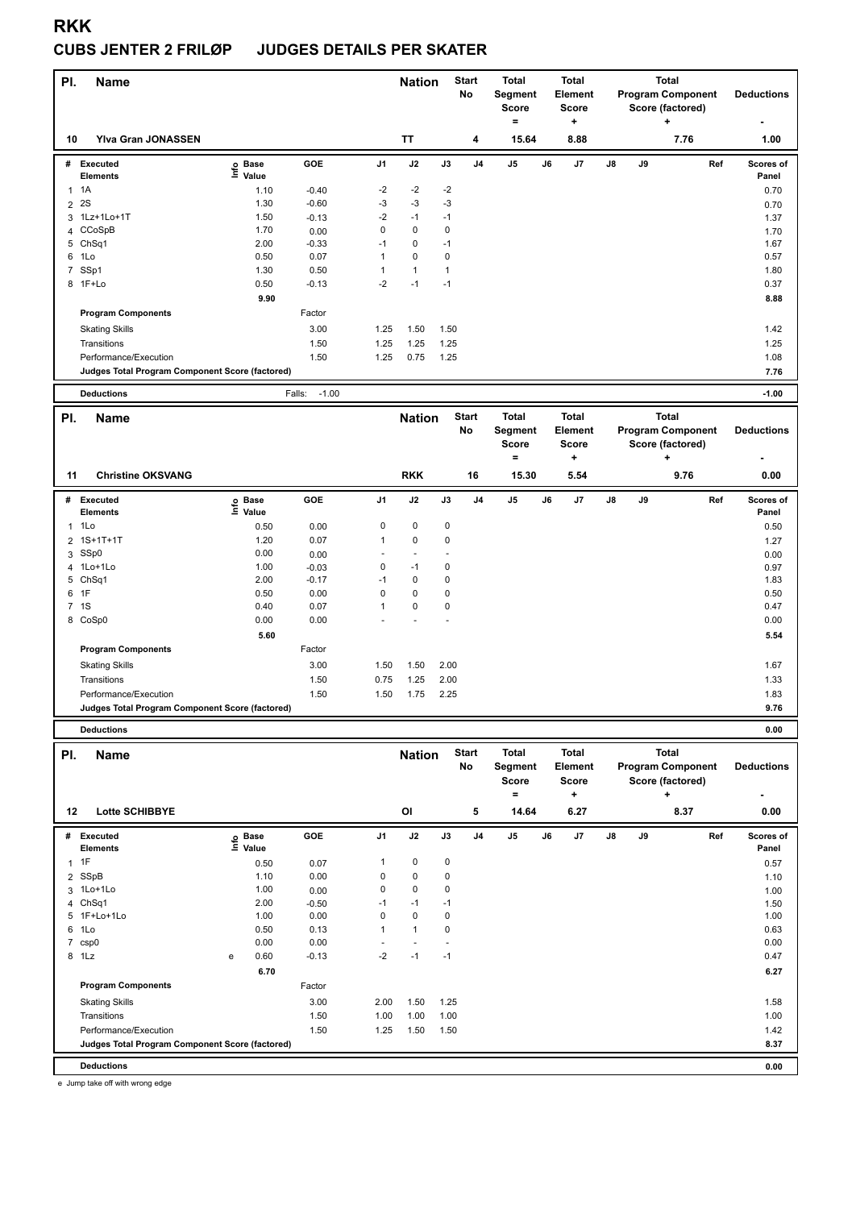# RKK

## CUBS JENTER 2 FRILØP JUDGES DETAILS PER SKATER

| Pl. | Name | Nation | Start No | Total Segment Score = | Total Element Score + | Total Program Component Score (factored) + | Deductions - |
|---|---|---|---|---|---|---|---|
| 10 | Ylva Gran JONASSEN | TT | 4 | 15.64 | 8.88 | 7.76 | 1.00 |

| # | Executed Elements | Info | Base Value | GOE | J1 | J2 | J3 | J4 | J5 | J6 | J7 | J8 | J9 | Ref | Scores of Panel |
|---|---|---|---|---|---|---|---|---|---|---|---|---|---|---|---|
| 1 | 1A | | 1.10 | -0.40 | -2 | -2 | -2 | | | | | | | | 0.70 |
| 2 | 2S | | 1.30 | -0.60 | -3 | -3 | -3 | | | | | | | | 0.70 |
| 3 | 1Lz+1Lo+1T | | 1.50 | -0.13 | -2 | -1 | -1 | | | | | | | | 1.37 |
| 4 | CCoSpB | | 1.70 | 0.00 | 0 | 0 | 0 | | | | | | | | 1.70 |
| 5 | ChSq1 | | 2.00 | -0.33 | -1 | 0 | -1 | | | | | | | | 1.67 |
| 6 | 1Lo | | 0.50 | 0.07 | 1 | 0 | 0 | | | | | | | | 0.57 |
| 7 | SSp1 | | 1.30 | 0.50 | 1 | 1 | 1 | | | | | | | | 1.80 |
| 8 | 1F+Lo | | 0.50 | -0.13 | -2 | -1 | -1 | | | | | | | | 0.37 |
| | | | 9.90 | | | | | | | | | | | | 8.88 |
| | **Program Components** | | | Factor | | | | | | | | | | | |
| | Skating Skills | | | 3.00 | 1.25 | 1.50 | 1.50 | | | | | | | | 1.42 |
| | Transitions | | | 1.50 | 1.25 | 1.25 | 1.25 | | | | | | | | 1.25 |
| | Performance/Execution | | | 1.50 | 1.25 | 0.75 | 1.25 | | | | | | | | 1.08 |
| | **Judges Total Program Component Score (factored)** | | | | | | | | | | | | | | 7.76 |
| | **Deductions** | | | Falls: -1.00 | | | | | | | | | | | -1.00 |

| Pl. | Name | Nation | Start No | Total Segment Score = | Total Element Score + | Total Program Component Score (factored) + | Deductions - |
|---|---|---|---|---|---|---|---|
| 11 | Christine OKSVANG | RKK | 16 | 15.30 | 5.54 | 9.76 | 0.00 |

| # | Executed Elements | Info | Base Value | GOE | J1 | J2 | J3 | J4 | J5 | J6 | J7 | J8 | J9 | Ref | Scores of Panel |
|---|---|---|---|---|---|---|---|---|---|---|---|---|---|---|---|
| 1 | 1Lo | | 0.50 | 0.00 | 0 | 0 | 0 | | | | | | | | 0.50 |
| 2 | 1S+1T+1T | | 1.20 | 0.07 | 1 | 0 | 0 | | | | | | | | 1.27 |
| 3 | SSp0 | | 0.00 | 0.00 | - | - | - | | | | | | | | 0.00 |
| 4 | 1Lo+1Lo | | 1.00 | -0.03 | 0 | -1 | 0 | | | | | | | | 0.97 |
| 5 | ChSq1 | | 2.00 | -0.17 | -1 | 0 | 0 | | | | | | | | 1.83 |
| 6 | 1F | | 0.50 | 0.00 | 0 | 0 | 0 | | | | | | | | 0.50 |
| 7 | 1S | | 0.40 | 0.07 | 1 | 0 | 0 | | | | | | | | 0.47 |
| 8 | CoSp0 | | 0.00 | 0.00 | - | - | - | | | | | | | | 0.00 |
| | | | 5.60 | | | | | | | | | | | | 5.54 |
| | **Program Components** | | | Factor | | | | | | | | | | | |
| | Skating Skills | | | 3.00 | 1.50 | 1.50 | 2.00 | | | | | | | | 1.67 |
| | Transitions | | | 1.50 | 0.75 | 1.25 | 2.00 | | | | | | | | 1.33 |
| | Performance/Execution | | | 1.50 | 1.50 | 1.75 | 2.25 | | | | | | | | 1.83 |
| | **Judges Total Program Component Score (factored)** | | | | | | | | | | | | | | 9.76 |
| | **Deductions** | | | | | | | | | | | | | | 0.00 |

| Pl. | Name | Nation | Start No | Total Segment Score = | Total Element Score + | Total Program Component Score (factored) + | Deductions - |
|---|---|---|---|---|---|---|---|
| 12 | Lotte SCHIBBYE | OI | 5 | 14.64 | 6.27 | 8.37 | 0.00 |

| # | Executed Elements | Info | Base Value | GOE | J1 | J2 | J3 | J4 | J5 | J6 | J7 | J8 | J9 | Ref | Scores of Panel |
|---|---|---|---|---|---|---|---|---|---|---|---|---|---|---|---|
| 1 | 1F | | 0.50 | 0.07 | 1 | 0 | 0 | | | | | | | | 0.57 |
| 2 | SSpB | | 1.10 | 0.00 | 0 | 0 | 0 | | | | | | | | 1.10 |
| 3 | 1Lo+1Lo | | 1.00 | 0.00 | 0 | 0 | 0 | | | | | | | | 1.00 |
| 4 | ChSq1 | | 2.00 | -0.50 | -1 | -1 | -1 | | | | | | | | 1.50 |
| 5 | 1F+Lo+1Lo | | 1.00 | 0.00 | 0 | 0 | 0 | | | | | | | | 1.00 |
| 6 | 1Lo | | 0.50 | 0.13 | 1 | 1 | 0 | | | | | | | | 0.63 |
| 7 | csp0 | | 0.00 | 0.00 | - | - | - | | | | | | | | 0.00 |
| 8 | 1Lz | e | 0.60 | -0.13 | -2 | -1 | -1 | | | | | | | | 0.47 |
| | | | 6.70 | | | | | | | | | | | | 6.27 |
| | **Program Components** | | | Factor | | | | | | | | | | | |
| | Skating Skills | | | 3.00 | 2.00 | 1.50 | 1.25 | | | | | | | | 1.58 |
| | Transitions | | | 1.50 | 1.00 | 1.00 | 1.00 | | | | | | | | 1.00 |
| | Performance/Execution | | | 1.50 | 1.25 | 1.50 | 1.50 | | | | | | | | 1.42 |
| | **Judges Total Program Component Score (factored)** | | | | | | | | | | | | | | 8.37 |
| | **Deductions** | | | | | | | | | | | | | | 0.00 |

e Jump take off with wrong edge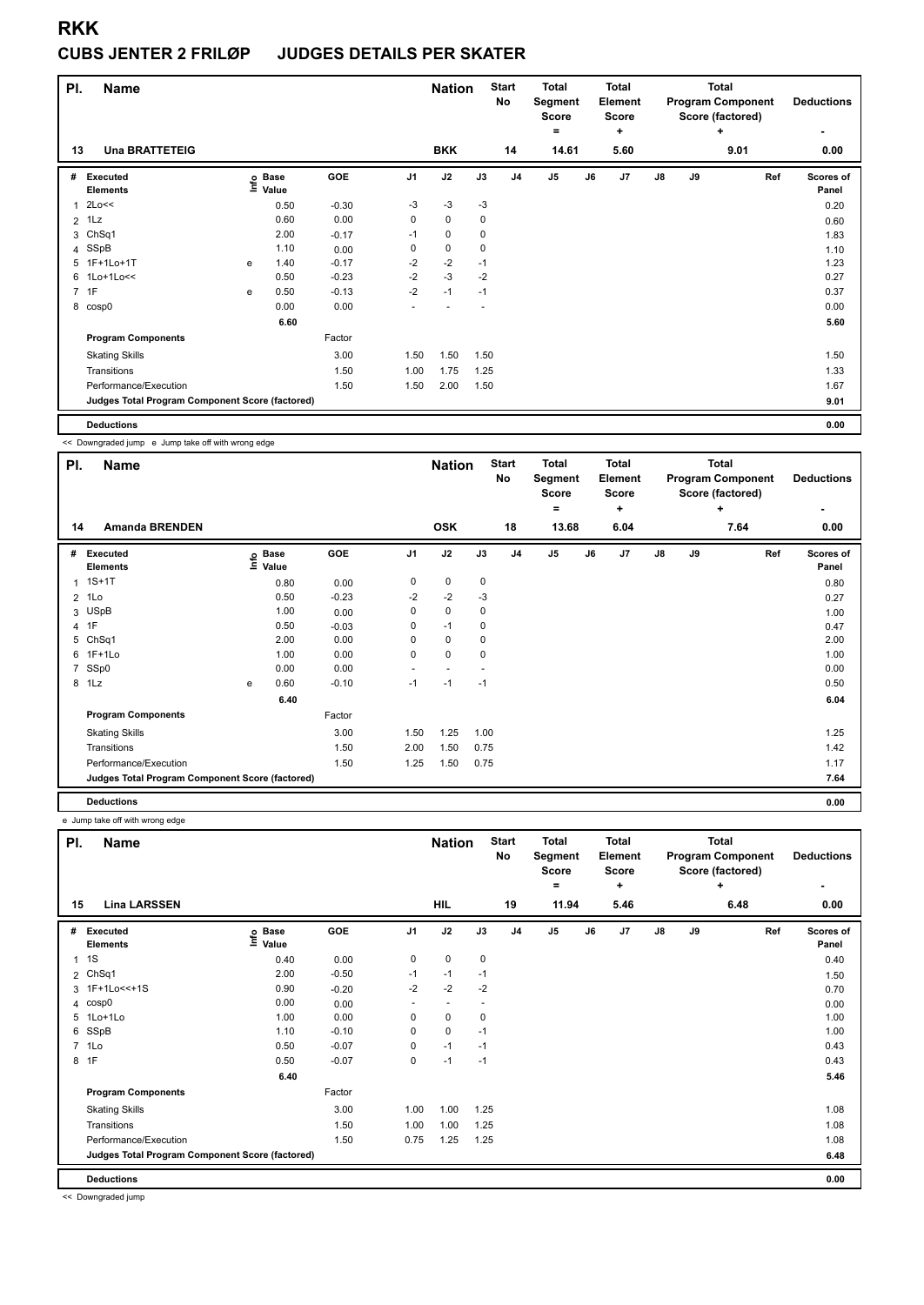# RKK

## CUBS JENTER 2 FRILØP JUDGES DETAILS PER SKATER

| Pl. | Name | Nation | Start No | Total Segment Score = | Total Element Score + | Total Program Component Score (factored) + | Deductions - |
|---|---|---|---|---|---|---|---|
| 13 | Una BRATTETEIG | BKK | 14 | 14.61 | 5.60 | 9.01 | 0.00 |

| # | Executed Elements | Info | Base Value | GOE | J1 | J2 | J3 | J4 | J5 | J6 | J7 | J8 | J9 | Ref | Scores of Panel |
|---|---|---|---|---|---|---|---|---|---|---|---|---|---|---|---|
| 1 | 2Lo<< | | 0.50 | -0.30 | -3 | -3 | -3 | | | | | | | | 0.20 |
| 2 | 1Lz | | 0.60 | 0.00 | 0 | 0 | 0 | | | | | | | | 0.60 |
| 3 | ChSq1 | | 2.00 | -0.17 | -1 | 0 | 0 | | | | | | | | 1.83 |
| 4 | SSpB | | 1.10 | 0.00 | 0 | 0 | 0 | | | | | | | | 1.10 |
| 5 | 1F+1Lo+1T | e | 1.40 | -0.17 | -2 | -2 | -1 | | | | | | | | 1.23 |
| 6 | 1Lo+1Lo<< | | 0.50 | -0.23 | -2 | -3 | -2 | | | | | | | | 0.27 |
| 7 | 1F | e | 0.50 | -0.13 | -2 | -1 | -1 | | | | | | | | 0.37 |
| 8 | cosp0 | | 0.00 | 0.00 | - | - | - | | | | | | | | 0.00 |
| | | | 6.60 | | | | | | | | | | | | 5.60 |
| | **Program Components** | | | Factor | | | | | | | | | | | |
| | Skating Skills | | | 3.00 | 1.50 | 1.50 | 1.50 | | | | | | | | 1.50 |
| | Transitions | | | 1.50 | 1.00 | 1.75 | 1.25 | | | | | | | | 1.33 |
| | Performance/Execution | | | 1.50 | 1.50 | 2.00 | 1.50 | | | | | | | | 1.67 |
| | **Judges Total Program Component Score (factored)** | | | | | | | | | | | | | | 9.01 |
| | **Deductions** | | | | | | | | | | | | | | 0.00 |

<< Downgraded jump e Jump take off with wrong edge

| Pl. | Name | Nation | Start No | Total Segment Score = | Total Element Score + | Total Program Component Score (factored) + | Deductions - |
|---|---|---|---|---|---|---|---|
| 14 | Amanda BRENDEN | OSK | 18 | 13.68 | 6.04 | 7.64 | 0.00 |

| # | Executed Elements | Info | Base Value | GOE | J1 | J2 | J3 | J4 | J5 | J6 | J7 | J8 | J9 | Ref | Scores of Panel |
|---|---|---|---|---|---|---|---|---|---|---|---|---|---|---|---|
| 1 | 1S+1T | | 0.80 | 0.00 | 0 | 0 | 0 | | | | | | | | 0.80 |
| 2 | 1Lo | | 0.50 | -0.23 | -2 | -2 | -3 | | | | | | | | 0.27 |
| 3 | USpB | | 1.00 | 0.00 | 0 | 0 | 0 | | | | | | | | 1.00 |
| 4 | 1F | | 0.50 | -0.03 | 0 | -1 | 0 | | | | | | | | 0.47 |
| 5 | ChSq1 | | 2.00 | 0.00 | 0 | 0 | 0 | | | | | | | | 2.00 |
| 6 | 1F+1Lo | | 1.00 | 0.00 | 0 | 0 | 0 | | | | | | | | 1.00 |
| 7 | SSp0 | | 0.00 | 0.00 | - | - | - | | | | | | | | 0.00 |
| 8 | 1Lz | e | 0.60 | -0.10 | -1 | -1 | -1 | | | | | | | | 0.50 |
| | | | 6.40 | | | | | | | | | | | | 6.04 |
| | **Program Components** | | | Factor | | | | | | | | | | | |
| | Skating Skills | | | 3.00 | 1.50 | 1.25 | 1.00 | | | | | | | | 1.25 |
| | Transitions | | | 1.50 | 2.00 | 1.50 | 0.75 | | | | | | | | 1.42 |
| | Performance/Execution | | | 1.50 | 1.25 | 1.50 | 0.75 | | | | | | | | 1.17 |
| | **Judges Total Program Component Score (factored)** | | | | | | | | | | | | | | 7.64 |
| | **Deductions** | | | | | | | | | | | | | | 0.00 |

e Jump take off with wrong edge

| Pl. | Name | Nation | Start No | Total Segment Score = | Total Element Score + | Total Program Component Score (factored) + | Deductions - |
|---|---|---|---|---|---|---|---|
| 15 | Lina LARSSEN | HIL | 19 | 11.94 | 5.46 | 6.48 | 0.00 |

| # | Executed Elements | Info | Base Value | GOE | J1 | J2 | J3 | J4 | J5 | J6 | J7 | J8 | J9 | Ref | Scores of Panel |
|---|---|---|---|---|---|---|---|---|---|---|---|---|---|---|---|
| 1 | 1S | | 0.40 | 0.00 | 0 | 0 | 0 | | | | | | | | 0.40 |
| 2 | ChSq1 | | 2.00 | -0.50 | -1 | -1 | -1 | | | | | | | | 1.50 |
| 3 | 1F+1Lo<<+1S | | 0.90 | -0.20 | -2 | -2 | -2 | | | | | | | | 0.70 |
| 4 | cosp0 | | 0.00 | 0.00 | - | - | - | | | | | | | | 0.00 |
| 5 | 1Lo+1Lo | | 1.00 | 0.00 | 0 | 0 | 0 | | | | | | | | 1.00 |
| 6 | SSpB | | 1.10 | -0.10 | 0 | 0 | -1 | | | | | | | | 1.00 |
| 7 | 1Lo | | 0.50 | -0.07 | 0 | -1 | -1 | | | | | | | | 0.43 |
| 8 | 1F | | 0.50 | -0.07 | 0 | -1 | -1 | | | | | | | | 0.43 |
| | | | 6.40 | | | | | | | | | | | | 5.46 |
| | **Program Components** | | | Factor | | | | | | | | | | | |
| | Skating Skills | | | 3.00 | 1.00 | 1.00 | 1.25 | | | | | | | | 1.08 |
| | Transitions | | | 1.50 | 1.00 | 1.00 | 1.25 | | | | | | | | 1.08 |
| | Performance/Execution | | | 1.50 | 0.75 | 1.25 | 1.25 | | | | | | | | 1.08 |
| | **Judges Total Program Component Score (factored)** | | | | | | | | | | | | | | 6.48 |
| | **Deductions** | | | | | | | | | | | | | | 0.00 |

<< Downgraded jump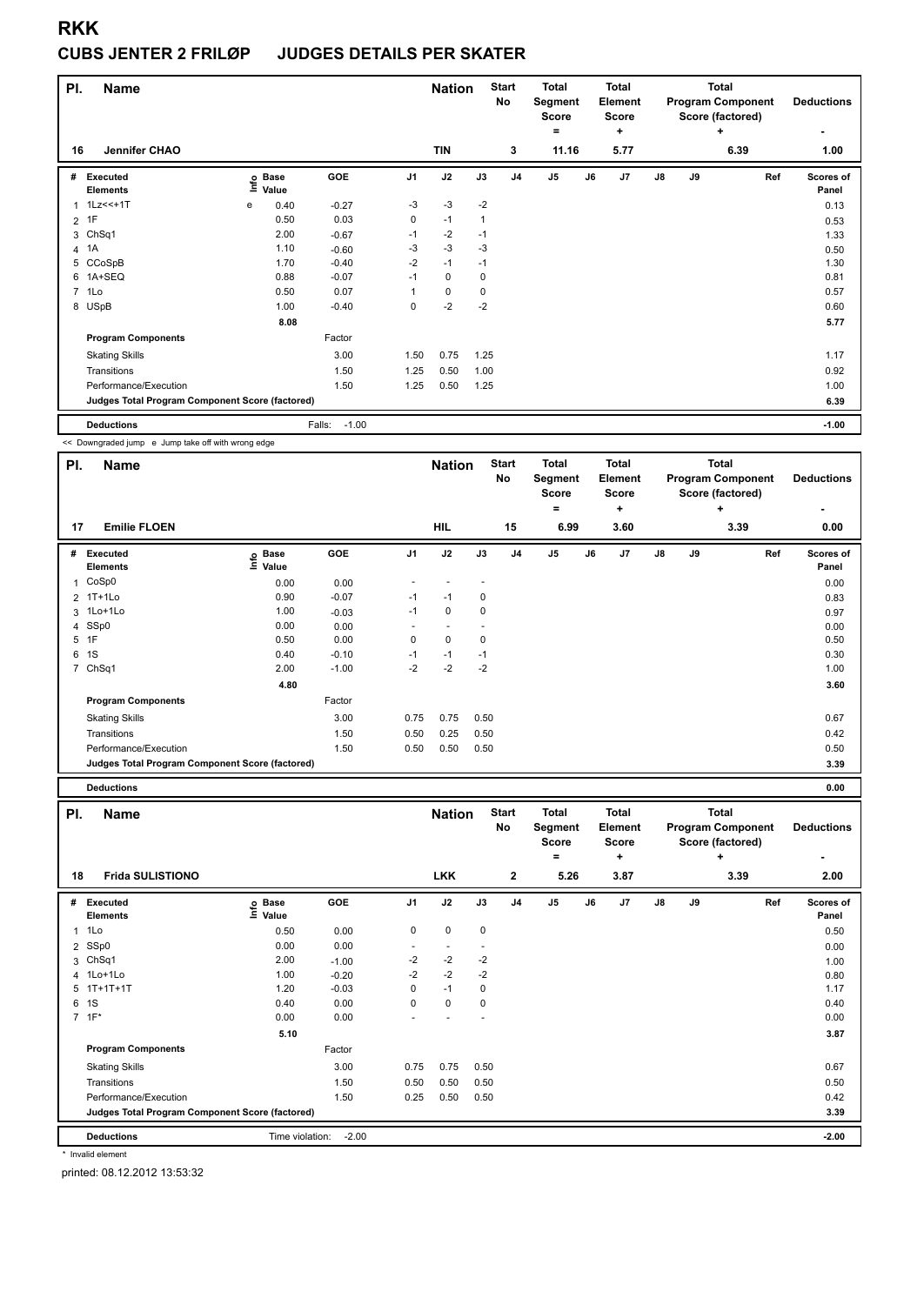# RKK

## CUBS JENTER 2 FRILØP JUDGES DETAILS PER SKATER

| Pl. | Name | Nation | Start No | Total Segment Score = | Total Element Score + | Total Program Component Score (factored) + | Deductions - |
|---|---|---|---|---|---|---|---|
| 16 | Jennifer CHAO | TIN | 3 | 11.16 | 5.77 | 6.39 | 1.00 |

| # | Executed Elements | Info | Base Value | GOE | J1 | J2 | J3 | J4 | J5 | J6 | J7 | J8 | J9 | Ref | Scores of Panel |
|---|---|---|---|---|---|---|---|---|---|---|---|---|---|---|---|
| 1 | 1Lz<<+1T | e | 0.40 | -0.27 | -3 | -3 | -2 | | | | | | | | 0.13 |
| 2 | 1F | | 0.50 | 0.03 | 0 | -1 | 1 | | | | | | | | 0.53 |
| 3 | ChSq1 | | 2.00 | -0.67 | -1 | -2 | -1 | | | | | | | | 1.33 |
| 4 | 1A | | 1.10 | -0.60 | -3 | -3 | -3 | | | | | | | | 0.50 |
| 5 | CCoSpB | | 1.70 | -0.40 | -2 | -1 | -1 | | | | | | | | 1.30 |
| 6 | 1A+SEQ | | 0.88 | -0.07 | -1 | 0 | 0 | | | | | | | | 0.81 |
| 7 | 1Lo | | 0.50 | 0.07 | 1 | 0 | 0 | | | | | | | | 0.57 |
| 8 | USpB | | 1.00 | -0.40 | 0 | -2 | -2 | | | | | | | | 0.60 |
| | | | 8.08 | | | | | | | | | | | | 5.77 |
| | **Program Components** | | | Factor | | | | | | | | | | | |
| | Skating Skills | | | 3.00 | 1.50 | 0.75 | 1.25 | | | | | | | | 1.17 |
| | Transitions | | | 1.50 | 1.25 | 0.50 | 1.00 | | | | | | | | 0.92 |
| | Performance/Execution | | | 1.50 | 1.25 | 0.50 | 1.25 | | | | | | | | 1.00 |
| | **Judges Total Program Component Score (factored)** | | | | | | | | | | | | | | 6.39 |
| | **Deductions** | | Falls: | -1.00 | | | | | | | | | | | -1.00 |

<< Downgraded jump e Jump take off with wrong edge

| Pl. | Name | Nation | Start No | Total Segment Score = | Total Element Score + | Total Program Component Score (factored) + | Deductions - |
|---|---|---|---|---|---|---|---|
| 17 | Emilie FLOEN | HIL | 15 | 6.99 | 3.60 | 3.39 | 0.00 |

| # | Executed Elements | Info | Base Value | GOE | J1 | J2 | J3 | J4 | J5 | J6 | J7 | J8 | J9 | Ref | Scores of Panel |
|---|---|---|---|---|---|---|---|---|---|---|---|---|---|---|---|
| 1 | CoSp0 | | 0.00 | 0.00 | - | - | - | | | | | | | | 0.00 |
| 2 | 1T+1Lo | | 0.90 | -0.07 | -1 | -1 | 0 | | | | | | | | 0.83 |
| 3 | 1Lo+1Lo | | 1.00 | -0.03 | -1 | 0 | 0 | | | | | | | | 0.97 |
| 4 | SSp0 | | 0.00 | 0.00 | - | - | - | | | | | | | | 0.00 |
| 5 | 1F | | 0.50 | 0.00 | 0 | 0 | 0 | | | | | | | | 0.50 |
| 6 | 1S | | 0.40 | -0.10 | -1 | -1 | -1 | | | | | | | | 0.30 |
| 7 | ChSq1 | | 2.00 | -1.00 | -2 | -2 | -2 | | | | | | | | 1.00 |
| | | | 4.80 | | | | | | | | | | | | 3.60 |
| | **Program Components** | | | Factor | | | | | | | | | | | |
| | Skating Skills | | | 3.00 | 0.75 | 0.75 | 0.50 | | | | | | | | 0.67 |
| | Transitions | | | 1.50 | 0.50 | 0.25 | 0.50 | | | | | | | | 0.42 |
| | Performance/Execution | | | 1.50 | 0.50 | 0.50 | 0.50 | | | | | | | | 0.50 |
| | **Judges Total Program Component Score (factored)** | | | | | | | | | | | | | | 3.39 |
| | **Deductions** | | | | | | | | | | | | | | 0.00 |

| Pl. | Name | Nation | Start No | Total Segment Score = | Total Element Score + | Total Program Component Score (factored) + | Deductions - |
|---|---|---|---|---|---|---|---|
| 18 | Frida SULISTIONO | LKK | 2 | 5.26 | 3.87 | 3.39 | 2.00 |

| # | Executed Elements | Info | Base Value | GOE | J1 | J2 | J3 | J4 | J5 | J6 | J7 | J8 | J9 | Ref | Scores of Panel |
|---|---|---|---|---|---|---|---|---|---|---|---|---|---|---|---|
| 1 | 1Lo | | 0.50 | 0.00 | 0 | 0 | 0 | | | | | | | | 0.50 |
| 2 | SSp0 | | 0.00 | 0.00 | - | - | - | | | | | | | | 0.00 |
| 3 | ChSq1 | | 2.00 | -1.00 | -2 | -2 | -2 | | | | | | | | 1.00 |
| 4 | 1Lo+1Lo | | 1.00 | -0.20 | -2 | -2 | -2 | | | | | | | | 0.80 |
| 5 | 1T+1T+1T | | 1.20 | -0.03 | 0 | -1 | 0 | | | | | | | | 1.17 |
| 6 | 1S | | 0.40 | 0.00 | 0 | 0 | 0 | | | | | | | | 0.40 |
| 7 | 1F* | | 0.00 | 0.00 | - | - | - | | | | | | | | 0.00 |
| | | | 5.10 | | | | | | | | | | | | 3.87 |
| | **Program Components** | | | Factor | | | | | | | | | | | |
| | Skating Skills | | | 3.00 | 0.75 | 0.75 | 0.50 | | | | | | | | 0.67 |
| | Transitions | | | 1.50 | 0.50 | 0.50 | 0.50 | | | | | | | | 0.50 |
| | Performance/Execution | | | 1.50 | 0.25 | 0.50 | 0.50 | | | | | | | | 0.42 |
| | **Judges Total Program Component Score (factored)** | | | | | | | | | | | | | | 3.39 |
| | **Deductions** | | Time violation: | -2.00 | | | | | | | | | | | -2.00 |

* Invalid element

printed: 08.12.2012 13:53:32